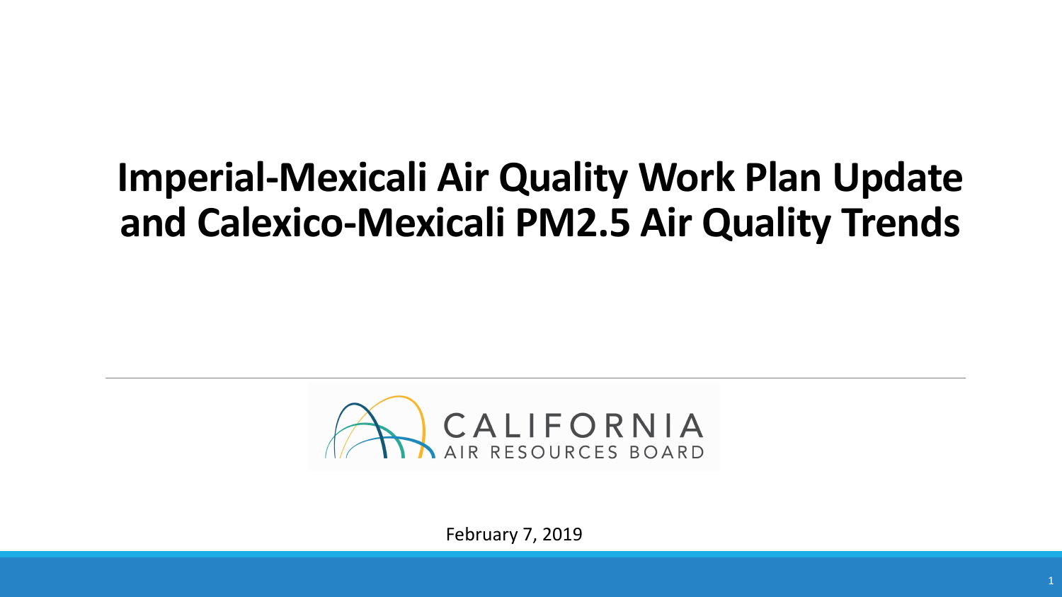# Imperial-Mexicali Air Quality Work Plan Update and Calexico-Mexicali PM2.5 Air Quality Trends

CALIFORNIA AIR RESOURCES BOARD

February 7, 2019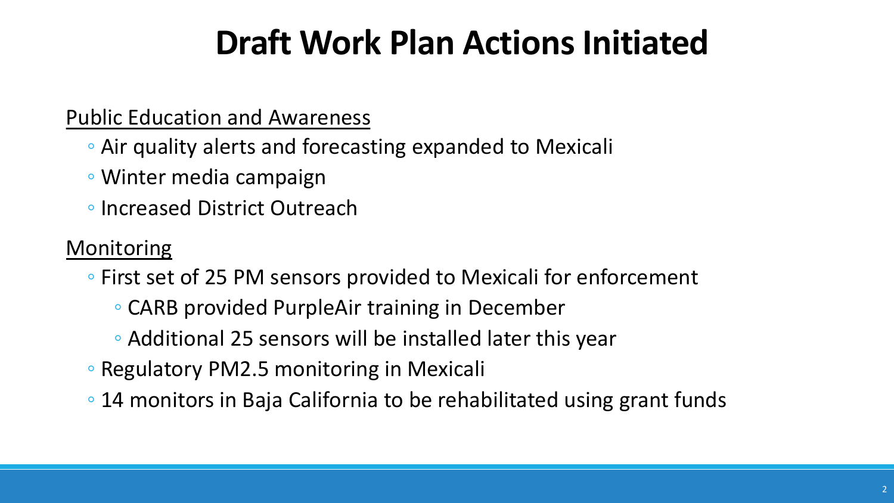# Draft Work Plan Actions Initiated

Public Education and Awareness

- Air quality alerts and forecasting expanded to Mexicali
- Winter media campaign
- Increased District Outreach

Monitoring

- First set of 25 PM sensors provided to Mexicali for enforcement
  - CARB provided PurpleAir training in December
  - Additional 25 sensors will be installed later this year
- Regulatory PM2.5 monitoring in Mexicali
- 14 monitors in Baja California to be rehabilitated using grant funds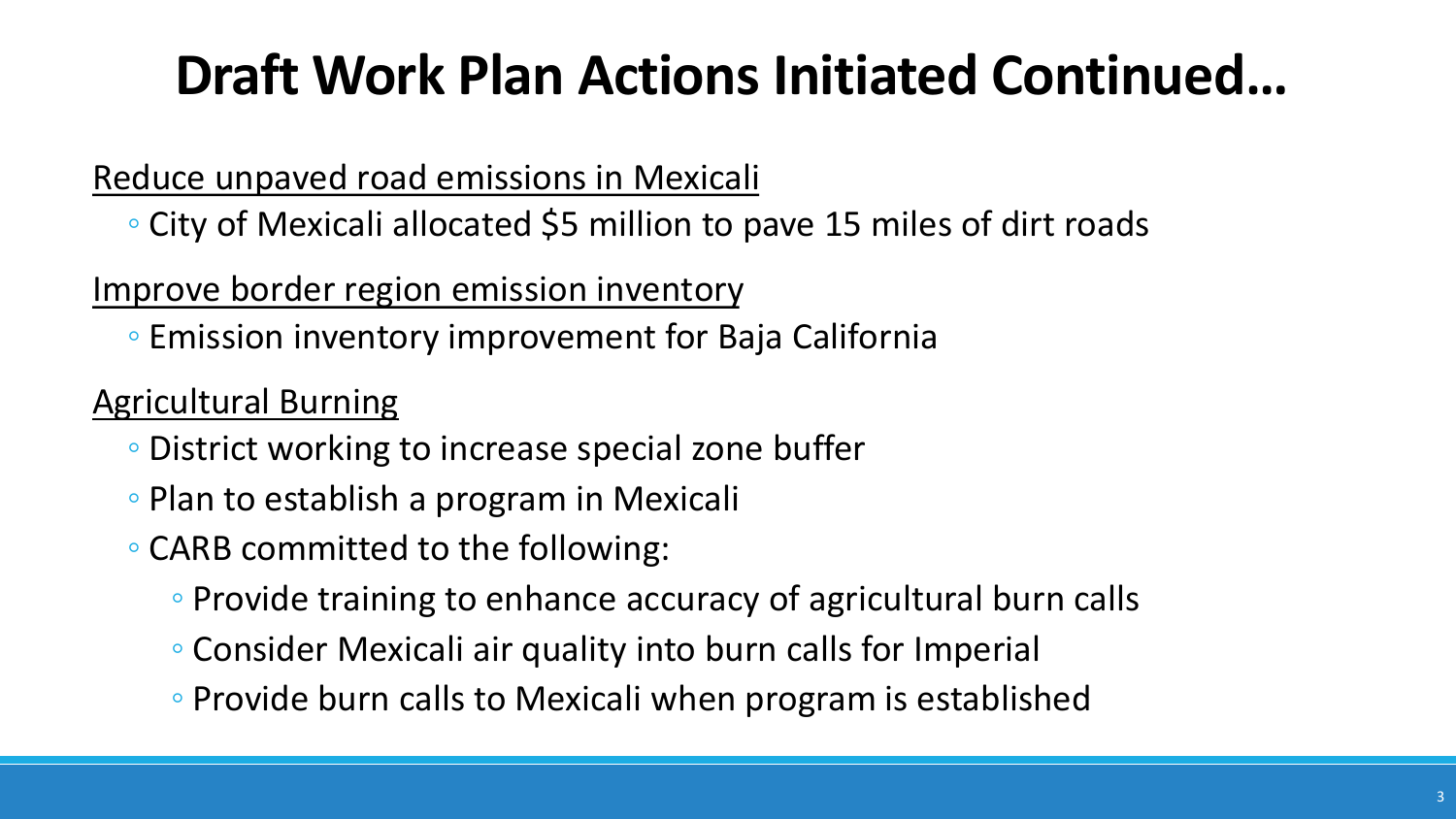# Draft Work Plan Actions Initiated Continued…

Reduce unpaved road emissions in Mexicali

- City of Mexicali allocated $5 million to pave 15 miles of dirt roads

Improve border region emission inventory

- Emission inventory improvement for Baja California

Agricultural Burning

- District working to increase special zone buffer
- Plan to establish a program in Mexicali
- CARB committed to the following:
  - Provide training to enhance accuracy of agricultural burn calls
  - Consider Mexicali air quality into burn calls for Imperial
  - Provide burn calls to Mexicali when program is established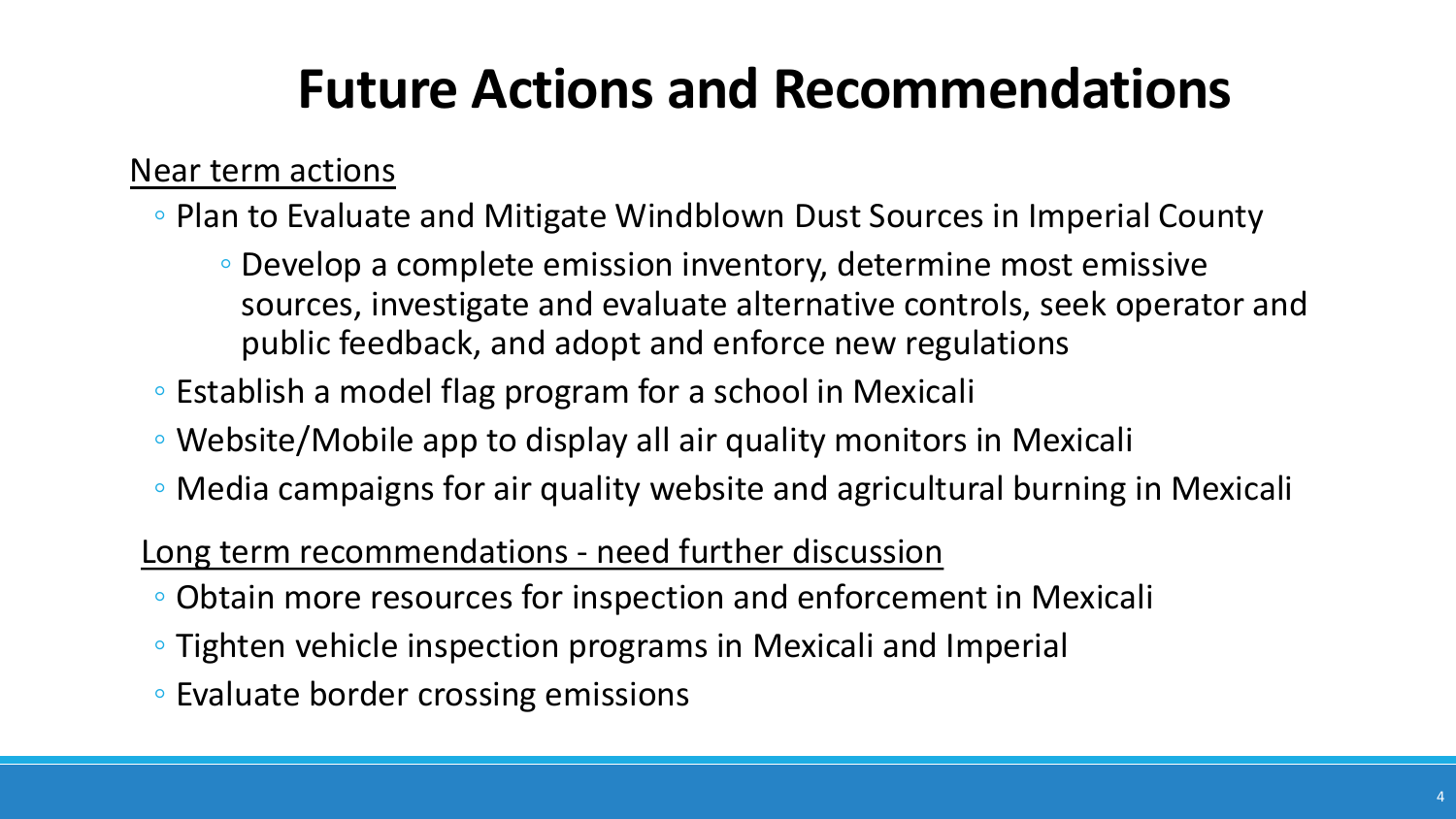# Future Actions and Recommendations

Near term actions

- Plan to Evaluate and Mitigate Windblown Dust Sources in Imperial County
  - Develop a complete emission inventory, determine most emissive sources, investigate and evaluate alternative controls, seek operator and public feedback, and adopt and enforce new regulations
- Establish a model flag program for a school in Mexicali
- Website/Mobile app to display all air quality monitors in Mexicali
- Media campaigns for air quality website and agricultural burning in Mexicali

Long term recommendations - need further discussion

- Obtain more resources for inspection and enforcement in Mexicali
- Tighten vehicle inspection programs in Mexicali and Imperial
- Evaluate border crossing emissions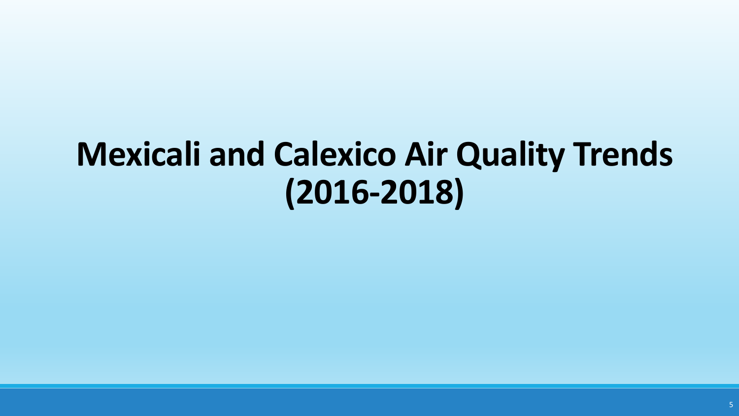# Mexicali and Calexico Air Quality Trends (2016-2018)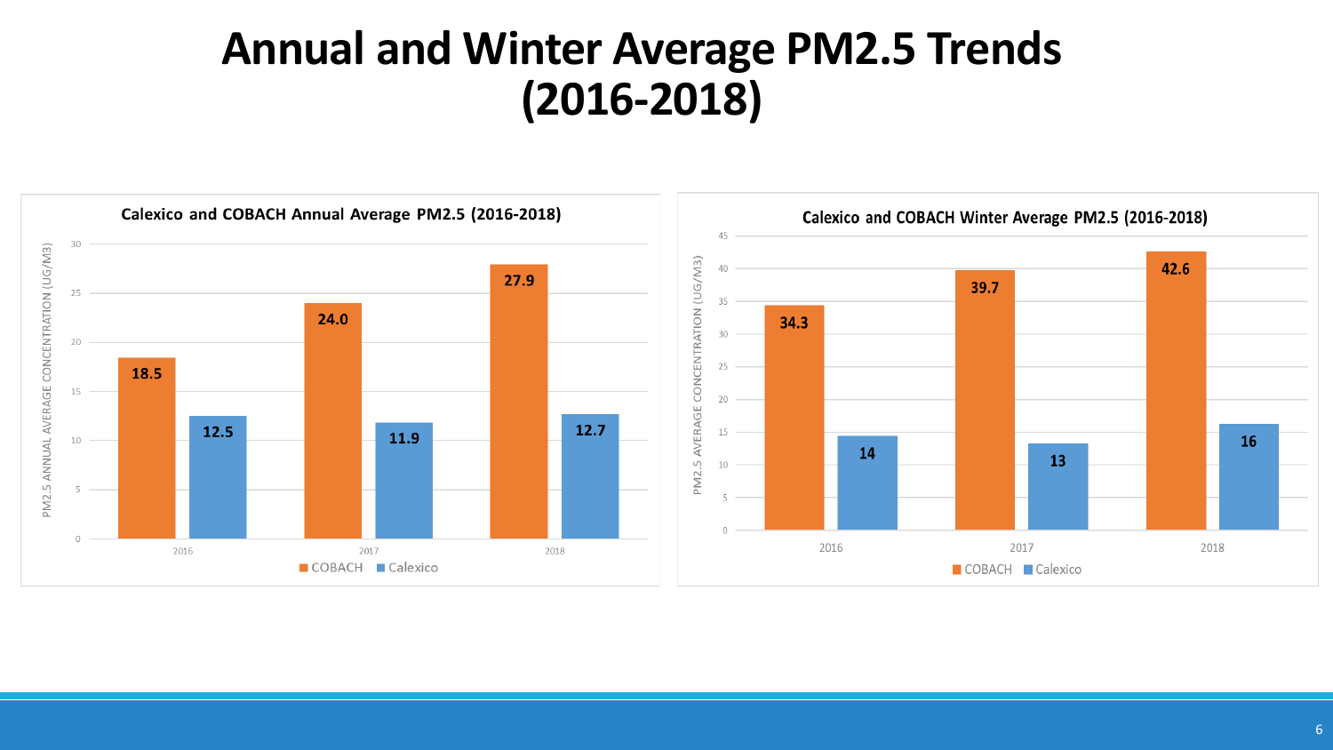# Annual and Winter Average PM2.5 Trends (2016-2018)

**Calexico and COBACH Annual Average PM2.5 (2016-2018)**

PM2.5 Annual Average Concentration (UG/M3)

| Year | COBACH | Calexico |
|---|---|---|
| 2016 | 18.5 | 12.5 |
| 2017 | 24.0 | 11.9 |
| 2018 | 27.9 | 12.7 |

**Calexico and COBACH Winter Average PM2.5 (2016-2018)**

PM2.5 Average Concentration (UG/M3)

| Year | COBACH | Calexico |
|---|---|---|
| 2016 | 34.3 | 14 |
| 2017 | 39.7 | 13 |
| 2018 | 42.6 | 16 |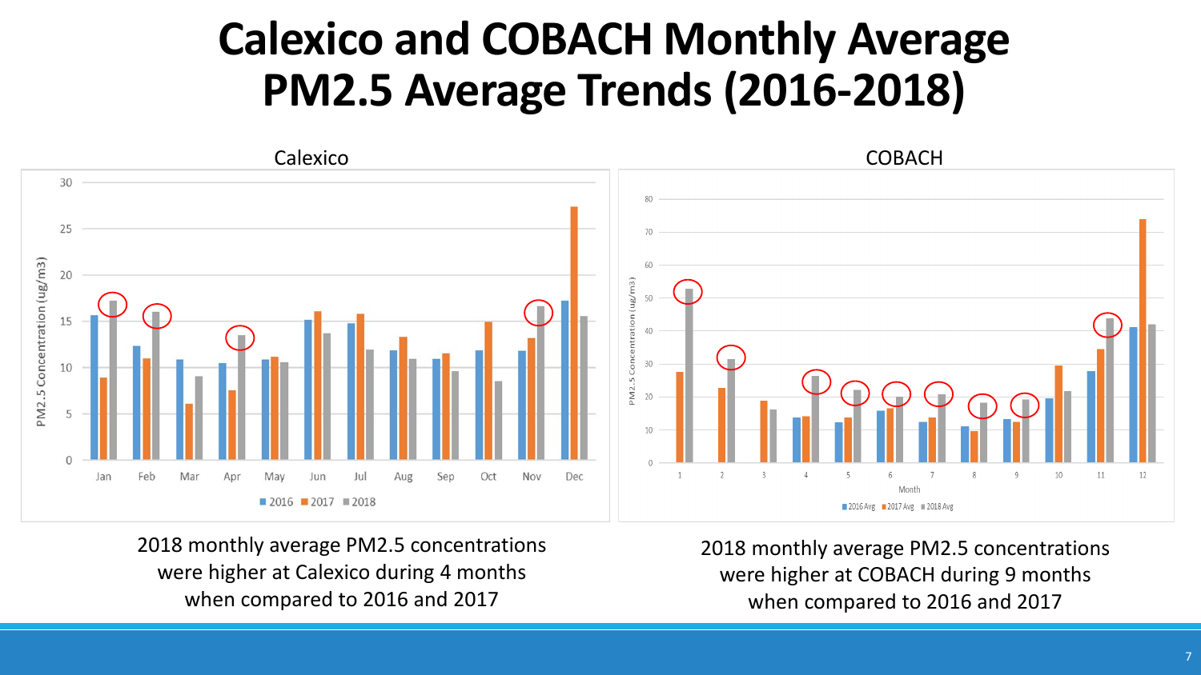# Calexico and COBACH Monthly Average PM2.5 Average Trends (2016-2018)

Calexico

2018 monthly average PM2.5 concentrations were higher at Calexico during 4 months when compared to 2016 and 2017

COBACH

2018 monthly average PM2.5 concentrations were higher at COBACH during 9 months when compared to 2016 and 2017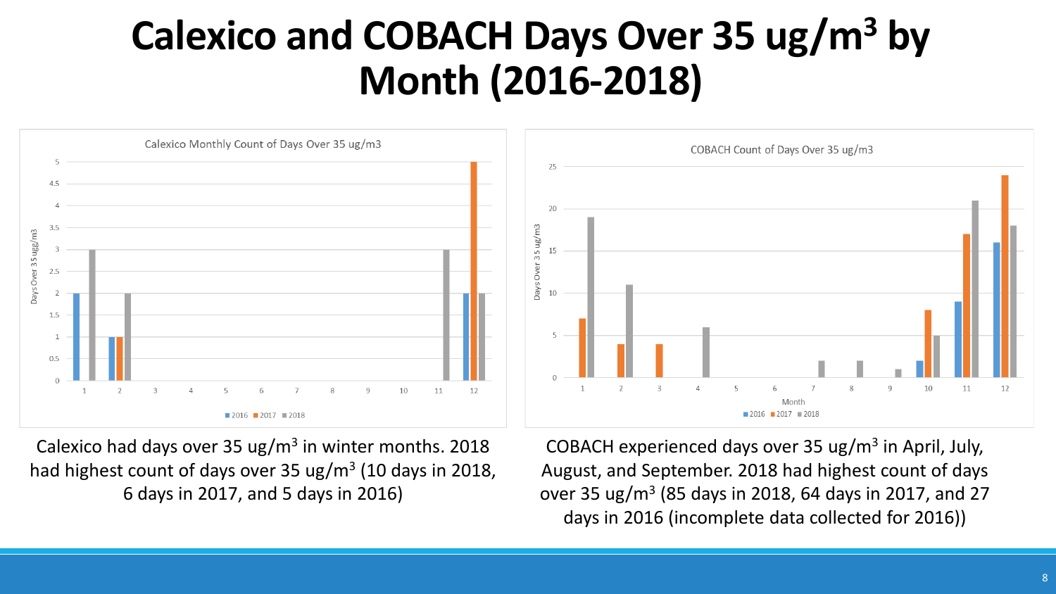# Calexico and COBACH Days Over 35 ug/m$^3$ by Month (2016-2018)

Calexico had days over 35 ug/m$^3$ in winter months. 2018 had highest count of days over 35 ug/m$^3$ (10 days in 2018, 6 days in 2017, and 5 days in 2016)

COBACH experienced days over 35 ug/m$^3$ in April, July, August, and September. 2018 had highest count of days over 35 ug/m$^3$ (85 days in 2018, 64 days in 2017, and 27 days in 2016 (incomplete data collected for 2016))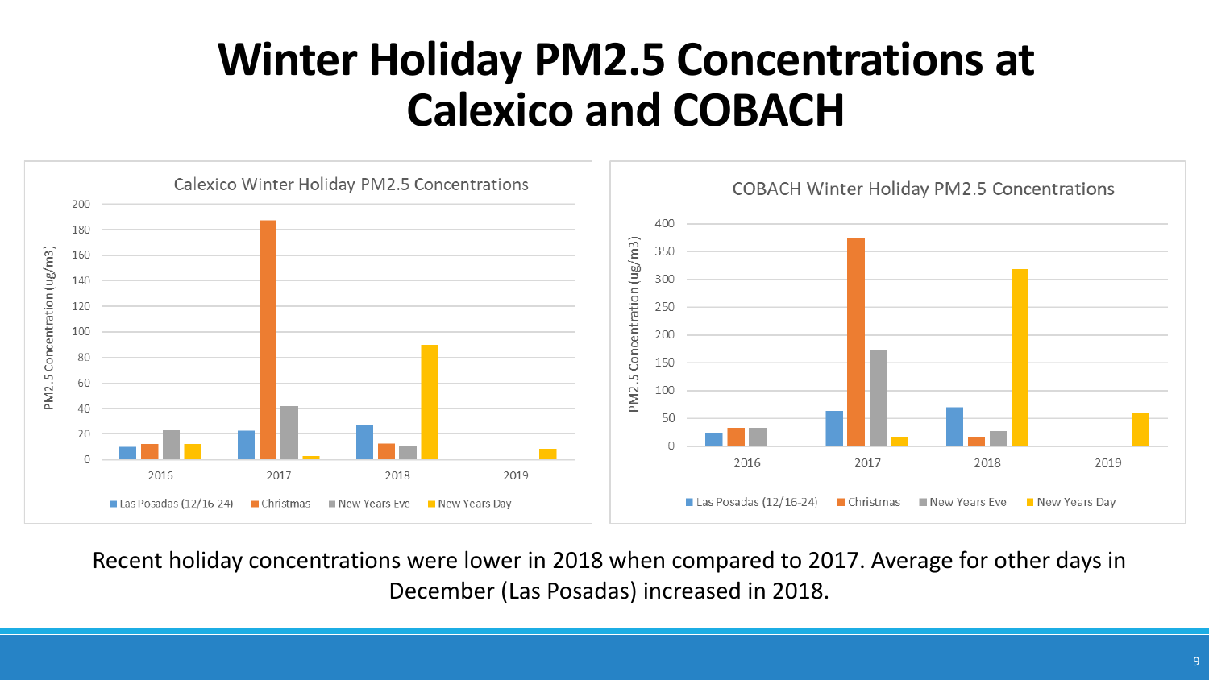# Winter Holiday PM2.5 Concentrations at Calexico and COBACH

**Calexico Winter Holiday PM2.5 Concentrations**

PM2.5 Concentration (ug/m3)

Legend: Las Posadas (12/16-24), Christmas, New Years Eve, New Years Day

Years: 2016, 2017, 2018, 2019

**COBACH Winter Holiday PM2.5 Concentrations**

PM2.5 Concentration (ug/m3)

Legend: Las Posadas (12/16-24), Christmas, New Years Eve, New Years Day

Years: 2016, 2017, 2018, 2019

Recent holiday concentrations were lower in 2018 when compared to 2017. Average for other days in December (Las Posadas) increased in 2018.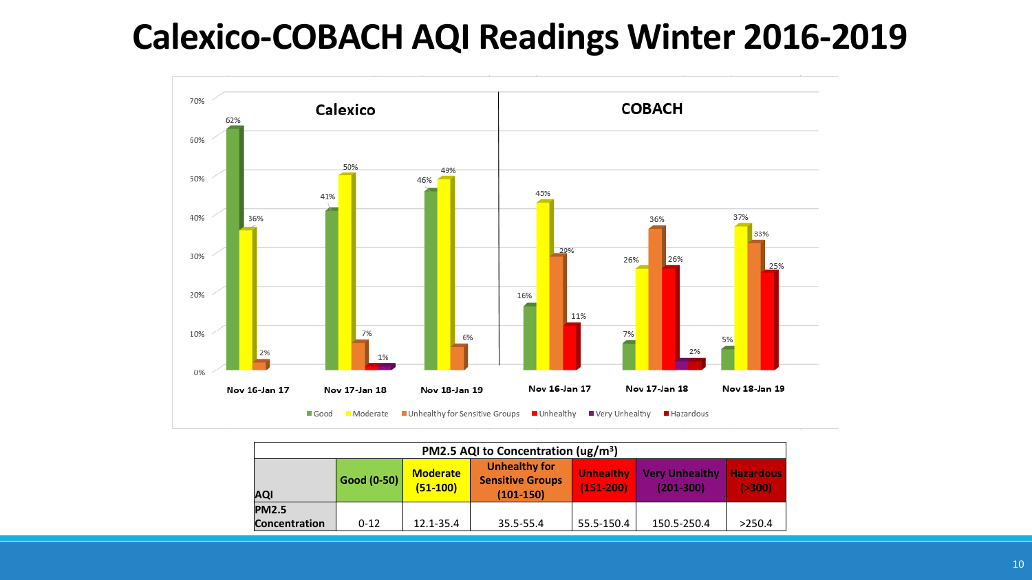# Calexico-COBACH AQI Readings Winter 2016-2019

| | Calexico | | | COBACH | | |
|---|---|---|---|---|---|---|
| | Nov 16-Jan 17 | Nov 17-Jan 18 | Nov 18-Jan 19 | Nov 16-Jan 17 | Nov 17-Jan 18 | Nov 18-Jan 19 |
| Good | 62% | 41% | 46% | 16% | 7% | 5% |
| Moderate | 36% | 50% | 49% | 43% | 26% | 37% |
| Unhealthy for Sensitive Groups | 2% | 7% | 6% | 29% | 36% | 33% |
| Unhealthy | | 1% | | 11% | 26% | 25% |
| Very Unhealthy | | 1% | | | 2% | |
| Hazardous | | | | | 2% | |

| PM2.5 AQI to Concentration (ug/m³) | | | | | | |
|---|---|---|---|---|---|---|
| AQI | Good (0-50) | Moderate (51-100) | Unhealthy for Sensitive Groups (101-150) | Unhealthy (151-200) | Very Unhealthy (201-300) | Hazardous (>300) |
| PM2.5 Concentration | 0-12 | 12.1-35.4 | 35.5-55.4 | 55.5-150.4 | 150.5-250.4 | >250.4 |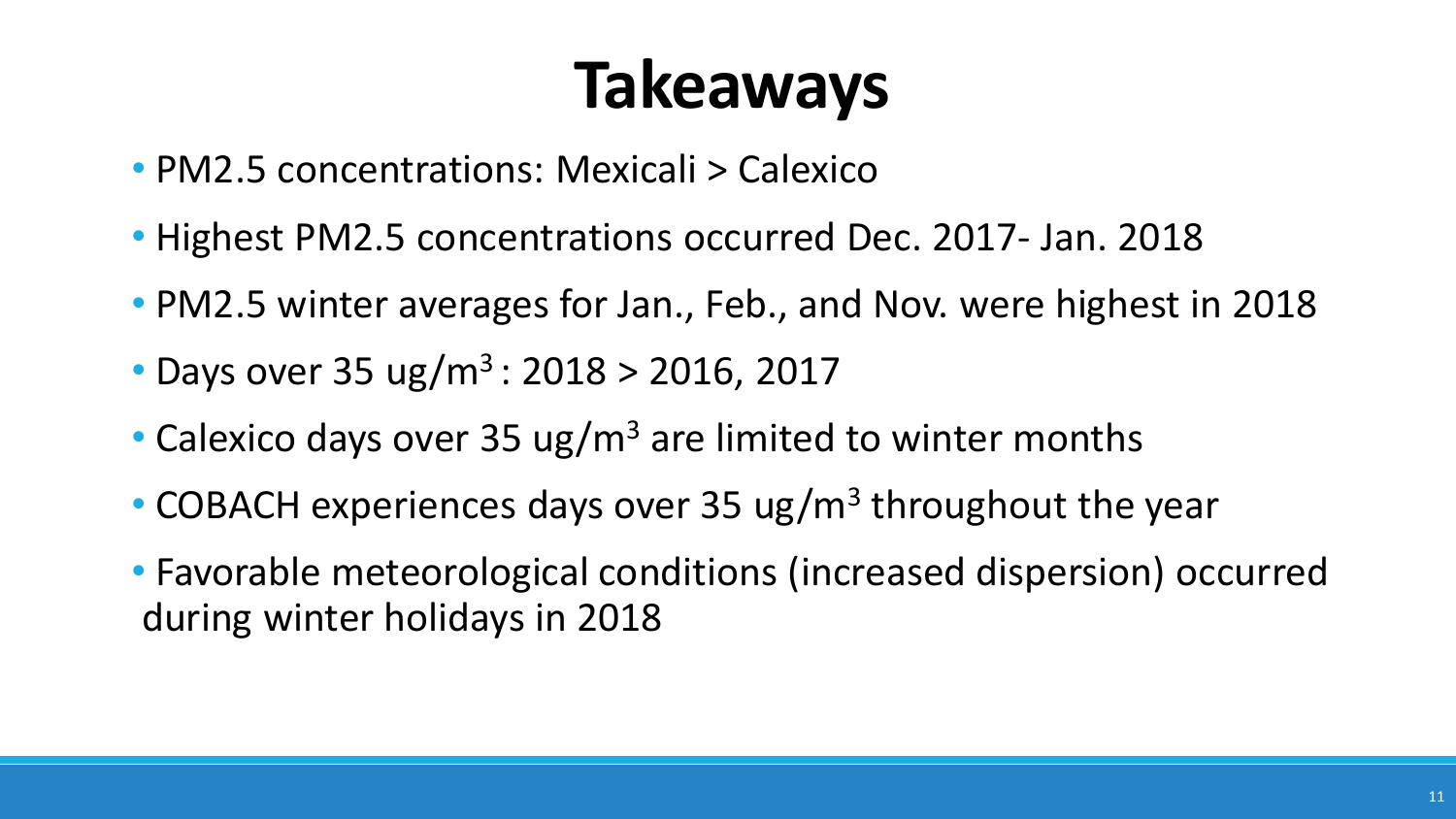# Takeaways

- PM2.5 concentrations: Mexicali > Calexico
- Highest PM2.5 concentrations occurred Dec. 2017- Jan. 2018
- PM2.5 winter averages for Jan., Feb., and Nov. were highest in 2018
- Days over 35 ug/$m^3$ : 2018 > 2016, 2017
- Calexico days over 35 ug/$m^3$ are limited to winter months
- COBACH experiences days over 35 ug/$m^3$ throughout the year
- Favorable meteorological conditions (increased dispersion) occurred during winter holidays in 2018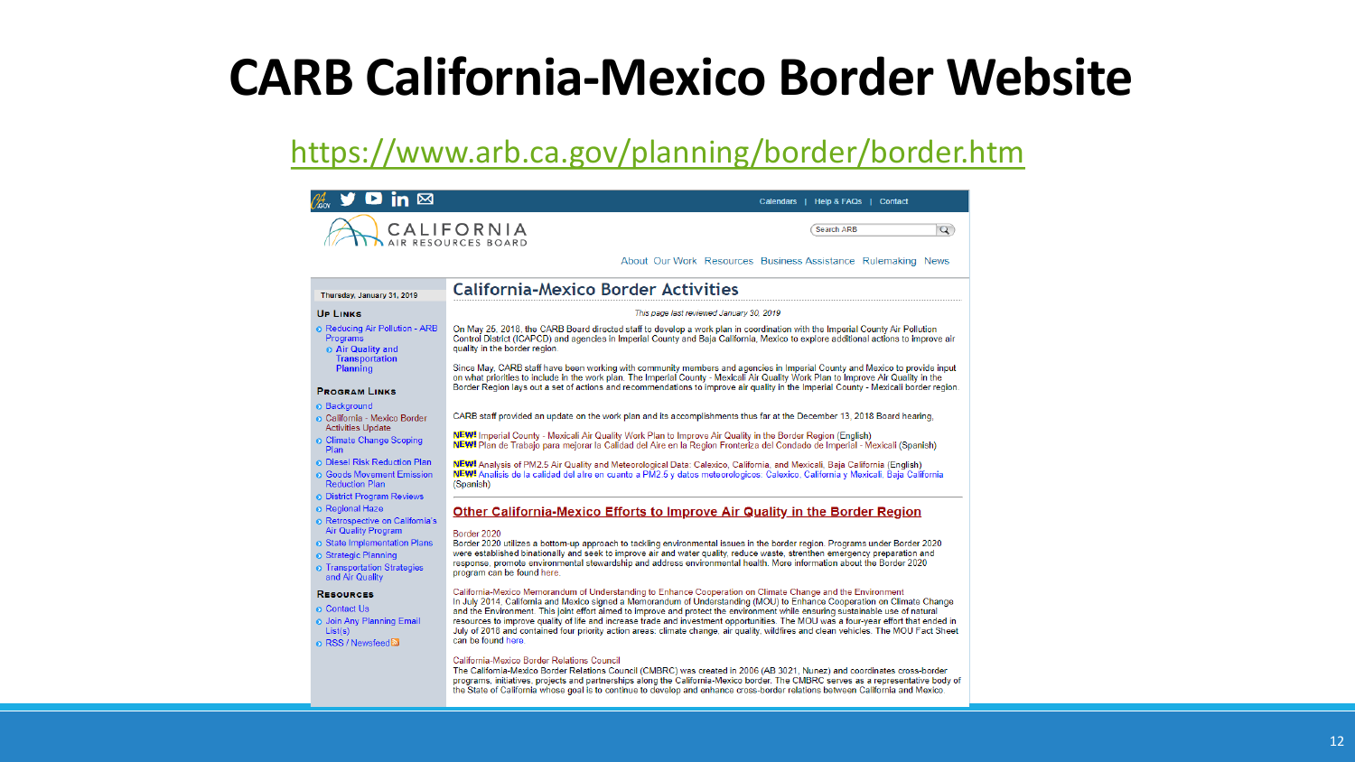# CARB California-Mexico Border Website

https://www.arb.ca.gov/planning/border/border.htm

Calendars | Help & FAQs | Contact

CALIFORNIA AIR RESOURCES BOARD

Search ARB

About Our Work Resources Business Assistance Rulemaking News

Thursday, January 31, 2019

**UP LINKS**

- Reducing Air Pollution - ARB Programs
  - Air Quality and Transportation Planning

**PROGRAM LINKS**

- Background
- California - Mexico Border Activities Update
- Climate Change Scoping Plan
- Diesel Risk Reduction Plan
- Goods Movement Emission Reduction Plan
- District Program Reviews
- Regional Haze
- Retrospective on California's Air Quality Program
- State Implementation Plans
- Strategic Planning
- Transportation Strategies and Air Quality

**RESOURCES**

- Contact Us
- Join Any Planning Email List(s)
- RSS / Newsfeed

## California-Mexico Border Activities

*This page last reviewed January 30, 2019*

On May 25, 2018, the CARB Board directed staff to develop a work plan in coordination with the Imperial County Air Pollution Control District (ICAPCD) and agencies in Imperial County and Baja California, Mexico to explore additional actions to improve air quality in the border region.

Since May, CARB staff have been working with community members and agencies in Imperial County and Mexico to provide input on what priorities to include in the work plan. The Imperial County - Mexicali Air Quality Work Plan to Improve Air Quality in the Border Region lays out a set of actions and recommendations to improve air quality in the Imperial County - Mexicali border region.

CARB staff provided an update on the work plan and its accomplishments thus far at the December 13, 2018 Board hearing.

**NEW!** Imperial County - Mexicali Air Quality Work Plan to Improve Air Quality in the Border Region (English)
**NEW!** Plan de Trabajo para mejorar la Calidad del Aire en la Región Fronteriza del Condado de Imperial - Mexicali (Spanish)

**NEW!** Analysis of PM2.5 Air Quality and Meteorological Data: Calexico, California, and Mexicali, Baja California (English)
**NEW!** Análisis de la calidad del aire en cuanto a PM2.5 y datos meteorológicos: Calexico, California y Mexicali, Baja California (Spanish)

### Other California-Mexico Efforts to Improve Air Quality in the Border Region

Border 2020
Border 2020 utilizes a bottom-up approach to tackling environmental issues in the border region. Programs under Border 2020 were established binationally and seek to improve air and water quality, reduce waste, strenthen emergency preparation and response, promote environmental stewardship and address environmental health. More information about the Border 2020 program can be found here.

California-Mexico Memorandum of Understanding to Enhance Cooperation on Climate Change and the Environment
In July 2014, California and Mexico signed a Memorandum of Understanding (MOU) to Enhance Cooperation on Climate Change and the Environment. This joint effort aimed to improve and protect the environment while ensuring sustainable use of natural resources to improve quality of life and increase trade and investment opportunities. The MOU was a four-year effort that ended in July of 2018 and contained four priority action areas: climate change, air quality, wildfires and clean vehicles. The MOU Fact Sheet can be found here.

California-Mexico Border Relations Council
The California-Mexico Border Relations Council (CMBRC) was created in 2006 (AB 3021, Nunez) and coordinates cross-border programs, initiatives, projects and partnerships along the California-Mexico border. The CMBRC serves as a representative body of the State of California whose goal is to continue to develop and enhance cross-border relations between California and Mexico.